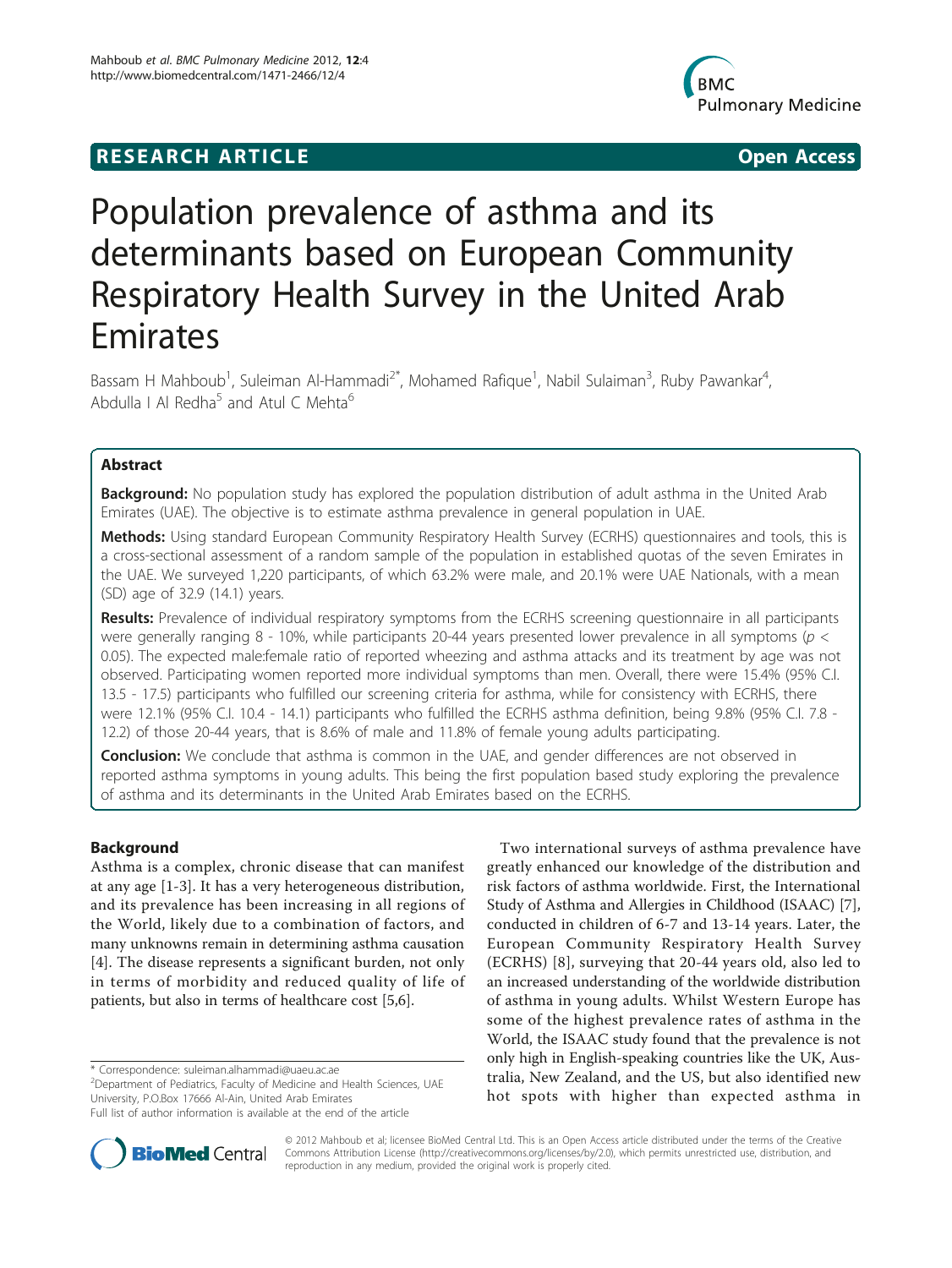**RESEARCH ARTICLE** **Open Access**

# Population prevalence of asthma and its determinants based on European Community Respiratory Health Survey in the United Arab Emirates

Bassam H Mahboub[1], Suleiman Al-Hammadi[2*], Mohamed Rafique[1], Nabil Sulaiman[3], Ruby Pawankar[4], Abdulla I Al Redha[5] and Atul C Mehta[6]

## Abstract

**Background:** No population study has explored the population distribution of adult asthma in the United Arab Emirates (UAE). The objective is to estimate asthma prevalence in general population in UAE.

**Methods:** Using standard European Community Respiratory Health Survey (ECRHS) questionnaires and tools, this is a cross-sectional assessment of a random sample of the population in established quotas of the seven Emirates in the UAE. We surveyed 1,220 participants, of which 63.2% were male, and 20.1% were UAE Nationals, with a mean (SD) age of 32.9 (14.1) years.

**Results:** Prevalence of individual respiratory symptoms from the ECRHS screening questionnaire in all participants were generally ranging 8 - 10%, while participants 20-44 years presented lower prevalence in all symptoms ($p < 0.05$). The expected male:female ratio of reported wheezing and asthma attacks and its treatment by age was not observed. Participating women reported more individual symptoms than men. Overall, there were 15.4% (95% C.I. 13.5 - 17.5) participants who fulfilled our screening criteria for asthma, while for consistency with ECRHS, there were 12.1% (95% C.I. 10.4 - 14.1) participants who fulfilled the ECRHS asthma definition, being 9.8% (95% C.I. 7.8 - 12.2) of those 20-44 years, that is 8.6% of male and 11.8% of female young adults participating.

**Conclusion:** We conclude that asthma is common in the UAE, and gender differences are not observed in reported asthma symptoms in young adults. This being the first population based study exploring the prevalence of asthma and its determinants in the United Arab Emirates based on the ECRHS.

## Background

Asthma is a complex, chronic disease that can manifest at any age [1-3]. It has a very heterogeneous distribution, and its prevalence has been increasing in all regions of the World, likely due to a combination of factors, and many unknowns remain in determining asthma causation [4]. The disease represents a significant burden, not only in terms of morbidity and reduced quality of life of patients, but also in terms of healthcare cost [5,6].

Two international surveys of asthma prevalence have greatly enhanced our knowledge of the distribution and risk factors of asthma worldwide. First, the International Study of Asthma and Allergies in Childhood (ISAAC) [7], conducted in children of 6-7 and 13-14 years. Later, the European Community Respiratory Health Survey (ECRHS) [8], surveying that 20-44 years old, also led to an increased understanding of the worldwide distribution of asthma in young adults. Whilst Western Europe has some of the highest prevalence rates of asthma in the World, the ISAAC study found that the prevalence is not only high in English-speaking countries like the UK, Australia, New Zealand, and the US, but also identified new hot spots with higher than expected asthma in

\* Correspondence: suleiman.alhammadi@uaeu.ac.ae
[2]Department of Pediatrics, Faculty of Medicine and Health Sciences, UAE University, P.O.Box 17666 Al-Ain, United Arab Emirates
Full list of author information is available at the end of the article

© 2012 Mahboub et al; licensee BioMed Central Ltd. This is an Open Access article distributed under the terms of the Creative Commons Attribution License (http://creativecommons.org/licenses/by/2.0), which permits unrestricted use, distribution, and reproduction in any medium, provided the original work is properly cited.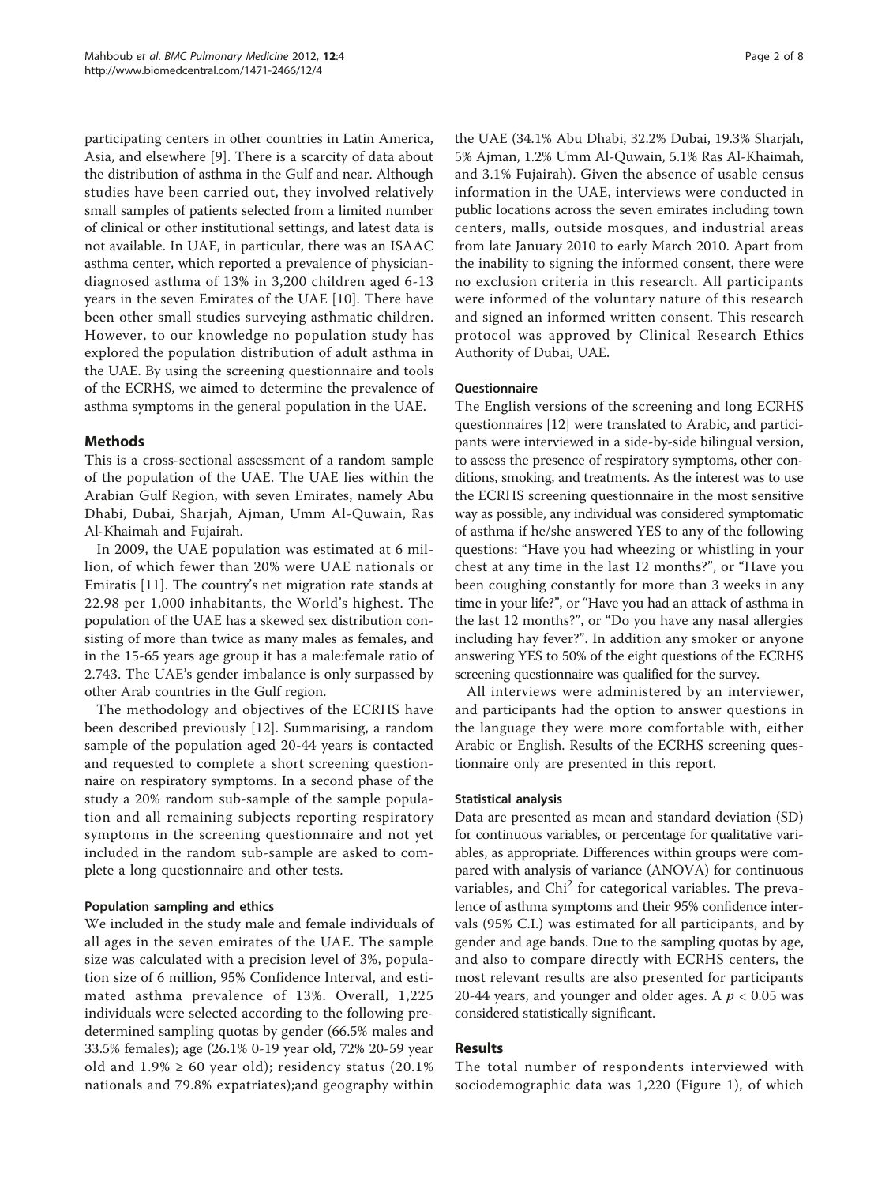participating centers in other countries in Latin America, Asia, and elsewhere [9]. There is a scarcity of data about the distribution of asthma in the Gulf and near. Although studies have been carried out, they involved relatively small samples of patients selected from a limited number of clinical or other institutional settings, and latest data is not available. In UAE, in particular, there was an ISAAC asthma center, which reported a prevalence of physician-diagnosed asthma of 13% in 3,200 children aged 6-13 years in the seven Emirates of the UAE [10]. There have been other small studies surveying asthmatic children. However, to our knowledge no population study has explored the population distribution of adult asthma in the UAE. By using the screening questionnaire and tools of the ECRHS, we aimed to determine the prevalence of asthma symptoms in the general population in the UAE.

## Methods

This is a cross-sectional assessment of a random sample of the population of the UAE. The UAE lies within the Arabian Gulf Region, with seven Emirates, namely Abu Dhabi, Dubai, Sharjah, Ajman, Umm Al-Quwain, Ras Al-Khaimah and Fujairah.

In 2009, the UAE population was estimated at 6 million, of which fewer than 20% were UAE nationals or Emiratis [11]. The country's net migration rate stands at 22.98 per 1,000 inhabitants, the World's highest. The population of the UAE has a skewed sex distribution consisting of more than twice as many males as females, and in the 15-65 years age group it has a male:female ratio of 2.743. The UAE's gender imbalance is only surpassed by other Arab countries in the Gulf region.

The methodology and objectives of the ECRHS have been described previously [12]. Summarising, a random sample of the population aged 20-44 years is contacted and requested to complete a short screening questionnaire on respiratory symptoms. In a second phase of the study a 20% random sub-sample of the sample population and all remaining subjects reporting respiratory symptoms in the screening questionnaire and not yet included in the random sub-sample are asked to complete a long questionnaire and other tests.

### Population sampling and ethics

We included in the study male and female individuals of all ages in the seven emirates of the UAE. The sample size was calculated with a precision level of 3%, population size of 6 million, 95% Confidence Interval, and estimated asthma prevalence of 13%. Overall, 1,225 individuals were selected according to the following predetermined sampling quotas by gender (66.5% males and 33.5% females); age (26.1% 0-19 year old, 72% 20-59 year old and 1.9% ≥ 60 year old); residency status (20.1% nationals and 79.8% expatriates);and geography within the UAE (34.1% Abu Dhabi, 32.2% Dubai, 19.3% Sharjah, 5% Ajman, 1.2% Umm Al-Quwain, 5.1% Ras Al-Khaimah, and 3.1% Fujairah). Given the absence of usable census information in the UAE, interviews were conducted in public locations across the seven emirates including town centers, malls, outside mosques, and industrial areas from late January 2010 to early March 2010. Apart from the inability to signing the informed consent, there were no exclusion criteria in this research. All participants were informed of the voluntary nature of this research and signed an informed written consent. This research protocol was approved by Clinical Research Ethics Authority of Dubai, UAE.

### Questionnaire

The English versions of the screening and long ECRHS questionnaires [12] were translated to Arabic, and participants were interviewed in a side-by-side bilingual version, to assess the presence of respiratory symptoms, other conditions, smoking, and treatments. As the interest was to use the ECRHS screening questionnaire in the most sensitive way as possible, any individual was considered symptomatic of asthma if he/she answered YES to any of the following questions: "Have you had wheezing or whistling in your chest at any time in the last 12 months?", or "Have you been coughing constantly for more than 3 weeks in any time in your life?", or "Have you had an attack of asthma in the last 12 months?", or "Do you have any nasal allergies including hay fever?". In addition any smoker or anyone answering YES to 50% of the eight questions of the ECRHS screening questionnaire was qualified for the survey.

All interviews were administered by an interviewer, and participants had the option to answer questions in the language they were more comfortable with, either Arabic or English. Results of the ECRHS screening questionnaire only are presented in this report.

### Statistical analysis

Data are presented as mean and standard deviation (SD) for continuous variables, or percentage for qualitative variables, as appropriate. Differences within groups were compared with analysis of variance (ANOVA) for continuous variables, and $Chi^2$ for categorical variables. The prevalence of asthma symptoms and their 95% confidence intervals (95% C.I.) was estimated for all participants, and by gender and age bands. Due to the sampling quotas by age, and also to compare directly with ECRHS centers, the most relevant results are also presented for participants 20-44 years, and younger and older ages. A $p < 0.05$ was considered statistically significant.

## Results

The total number of respondents interviewed with sociodemographic data was 1,220 (Figure 1), of which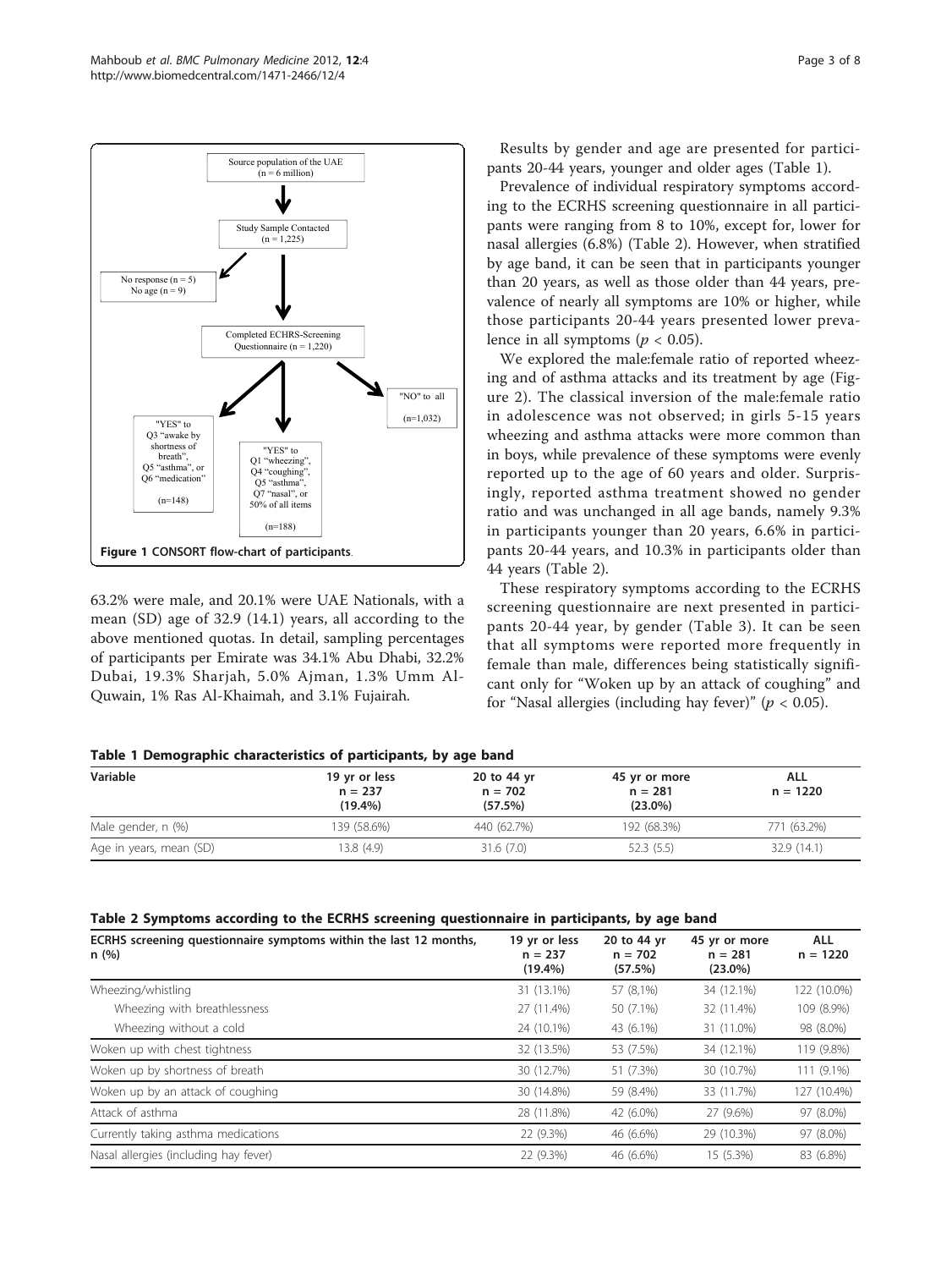Figure 1 CONSORT flow-chart of participants.

63.2% were male, and 20.1% were UAE Nationals, with a mean (SD) age of 32.9 (14.1) years, all according to the above mentioned quotas. In detail, sampling percentages of participants per Emirate was 34.1% Abu Dhabi, 32.2% Dubai, 19.3% Sharjah, 5.0% Ajman, 1.3% Umm Al-Quwain, 1% Ras Al-Khaimah, and 3.1% Fujairah.

Results by gender and age are presented for participants 20-44 years, younger and older ages (Table 1).

Prevalence of individual respiratory symptoms according to the ECRHS screening questionnaire in all participants were ranging from 8 to 10%, except for, lower for nasal allergies (6.8%) (Table 2). However, when stratified by age band, it can be seen that in participants younger than 20 years, as well as those older than 44 years, prevalence of nearly all symptoms are 10% or higher, while those participants 20-44 years presented lower prevalence in all symptoms ($p < 0.05$).

We explored the male:female ratio of reported wheezing and of asthma attacks and its treatment by age (Figure 2). The classical inversion of the male:female ratio in adolescence was not observed; in girls 5-15 years wheezing and asthma attacks were more common than in boys, while prevalence of these symptoms were evenly reported up to the age of 60 years and older. Surprisingly, reported asthma treatment showed no gender ratio and was unchanged in all age bands, namely 9.3% in participants younger than 20 years, 6.6% in participants 20-44 years, and 10.3% in participants older than 44 years (Table 2).

These respiratory symptoms according to the ECRHS screening questionnaire are next presented in participants 20-44 year, by gender (Table 3). It can be seen that all symptoms were reported more frequently in female than male, differences being statistically significant only for "Woken up by an attack of coughing" and for "Nasal allergies (including hay fever)" ($p < 0.05$).

**Table 1 Demographic characteristics of participants, by age band**

| Variable | 19 yr or less n = 237 (19.4%) | 20 to 44 yr n = 702 (57.5%) | 45 yr or more n = 281 (23.0%) | ALL n = 1220 |
|---|---|---|---|---|
| Male gender, n (%) | 139 (58.6%) | 440 (62.7%) | 192 (68.3%) | 771 (63.2%) |
| Age in years, mean (SD) | 13.8 (4.9) | 31.6 (7.0) | 52.3 (5.5) | 32.9 (14.1) |

**Table 2 Symptoms according to the ECRHS screening questionnaire in participants, by age band**

| ECRHS screening questionnaire symptoms within the last 12 months, n (%) | 19 yr or less n = 237 (19.4%) | 20 to 44 yr n = 702 (57.5%) | 45 yr or more n = 281 (23.0%) | ALL n = 1220 |
|---|---|---|---|---|
| Wheezing/whistling | 31 (13.1%) | 57 (8,1%) | 34 (12.1%) | 122 (10.0%) |
| Wheezing with breathlessness | 27 (11.4%) | 50 (7.1%) | 32 (11.4%) | 109 (8.9%) |
| Wheezing without a cold | 24 (10.1%) | 43 (6.1%) | 31 (11.0%) | 98 (8.0%) |
| Woken up with chest tightness | 32 (13.5%) | 53 (7.5%) | 34 (12.1%) | 119 (9.8%) |
| Woken up by shortness of breath | 30 (12.7%) | 51 (7.3%) | 30 (10.7%) | 111 (9.1%) |
| Woken up by an attack of coughing | 30 (14.8%) | 59 (8.4%) | 33 (11.7%) | 127 (10.4%) |
| Attack of asthma | 28 (11.8%) | 42 (6.0%) | 27 (9.6%) | 97 (8.0%) |
| Currently taking asthma medications | 22 (9.3%) | 46 (6.6%) | 29 (10.3%) | 97 (8.0%) |
| Nasal allergies (including hay fever) | 22 (9.3%) | 46 (6.6%) | 15 (5.3%) | 83 (6.8%) |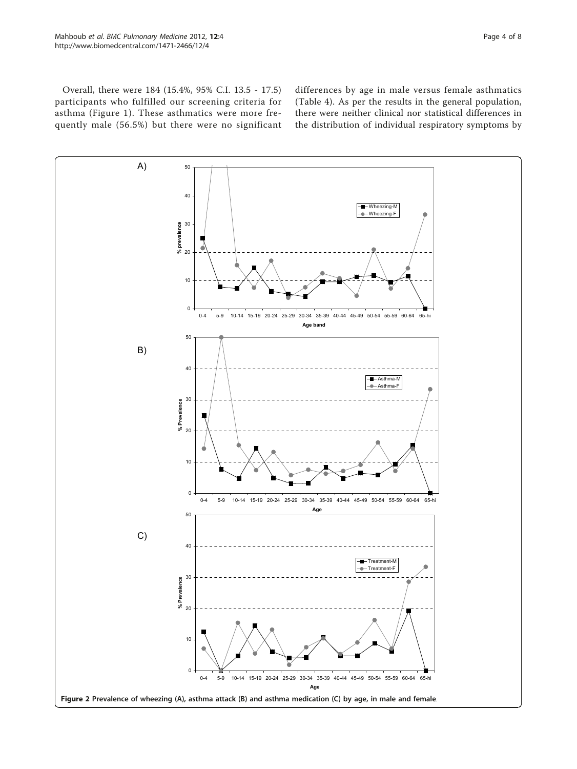Overall, there were 184 (15.4%, 95% C.I. 13.5 - 17.5) participants who fulfilled our screening criteria for asthma (Figure 1). These asthmatics were more frequently male (56.5%) but there were no significant differences by age in male versus female asthmatics (Table 4). As per the results in the general population, there were neither clinical nor statistical differences in the distribution of individual respiratory symptoms by

**Figure 2 Prevalence of wheezing (A), asthma attack (B) and asthma medication (C) by age, in male and female**.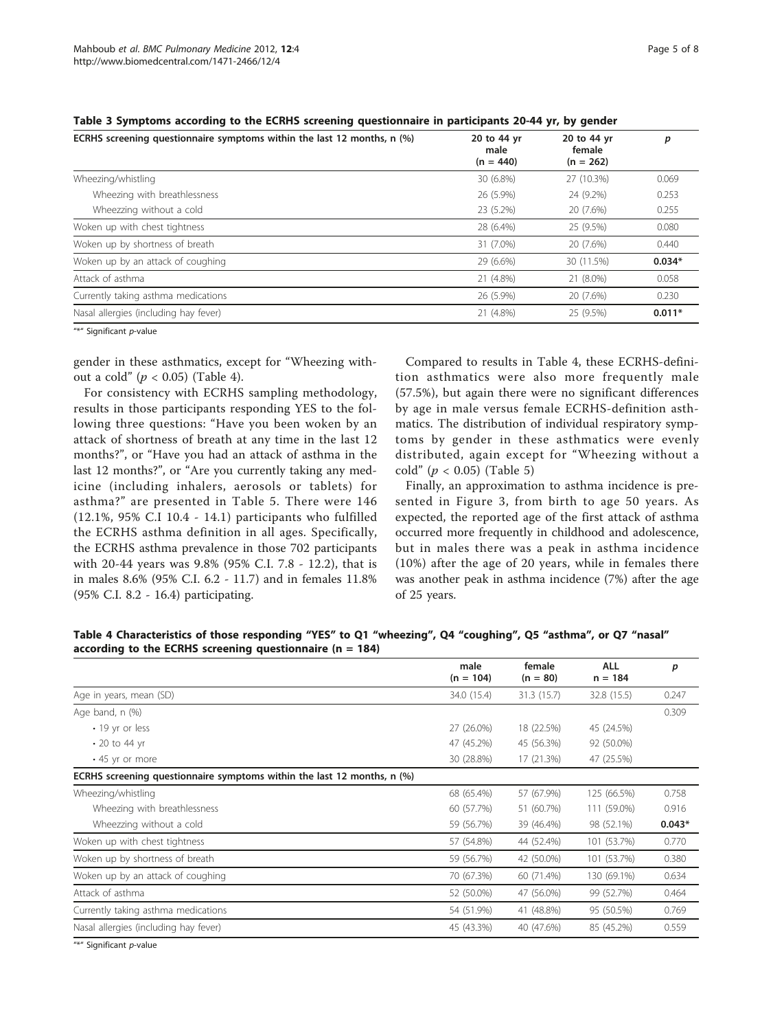**Table 3 Symptoms according to the ECRHS screening questionnaire in participants 20-44 yr, by gender**

| ECRHS screening questionnaire symptoms within the last 12 months, n (%) | 20 to 44 yr male (n = 440) | 20 to 44 yr female (n = 262) | *p* |
|---|---|---|---|
| Wheezing/whistling | 30 (6.8%) | 27 (10.3%) | 0.069 |
| Wheezing with breathlessness | 26 (5.9%) | 24 (9.2%) | 0.253 |
| Wheezzing without a cold | 23 (5.2%) | 20 (7.6%) | 0.255 |
| Woken up with chest tightness | 28 (6.4%) | 25 (9.5%) | 0.080 |
| Woken up by shortness of breath | 31 (7.0%) | 20 (7.6%) | 0.440 |
| Woken up by an attack of coughing | 29 (6.6%) | 30 (11.5%) | **0.034*** |
| Attack of asthma | 21 (4.8%) | 21 (8.0%) | 0.058 |
| Currently taking asthma medications | 26 (5.9%) | 20 (7.6%) | 0.230 |
| Nasal allergies (including hay fever) | 21 (4.8%) | 25 (9.5%) | **0.011*** |

"*" Significant *p*-value

gender in these asthmatics, except for "Wheezing without a cold" ($p < 0.05$) (Table 4).

For consistency with ECRHS sampling methodology, results in those participants responding YES to the following three questions: "Have you been woken by an attack of shortness of breath at any time in the last 12 months?", or "Have you had an attack of asthma in the last 12 months?", or "Are you currently taking any medicine (including inhalers, aerosols or tablets) for asthma?" are presented in Table 5. There were 146 (12.1%, 95% C.I 10.4 - 14.1) participants who fulfilled the ECRHS asthma definition in all ages. Specifically, the ECRHS asthma prevalence in those 702 participants with 20-44 years was 9.8% (95% C.I. 7.8 - 12.2), that is in males 8.6% (95% C.I. 6.2 - 11.7) and in females 11.8% (95% C.I. 8.2 - 16.4) participating.

Compared to results in Table 4, these ECRHS-definition asthmatics were also more frequently male (57.5%), but again there were no significant differences by age in male versus female ECRHS-definition asthmatics. The distribution of individual respiratory symptoms by gender in these asthmatics were evenly distributed, again except for "Wheezing without a cold" ($p < 0.05$) (Table 5)

Finally, an approximation to asthma incidence is presented in Figure 3, from birth to age 50 years. As expected, the reported age of the first attack of asthma occurred more frequently in childhood and adolescence, but in males there was a peak in asthma incidence (10%) after the age of 20 years, while in females there was another peak in asthma incidence (7%) after the age of 25 years.

**Table 4 Characteristics of those responding "YES" to Q1 "wheezing", Q4 "coughing", Q5 "asthma", or Q7 "nasal" according to the ECRHS screening questionnaire (n = 184)**

| | male (n = 104) | female (n = 80) | ALL n = 184 | *p* |
|---|---|---|---|---|
| Age in years, mean (SD) | 34.0 (15.4) | 31.3 (15.7) | 32.8 (15.5) | 0.247 |
| Age band, n (%) | | | | 0.309 |
| • 19 yr or less | 27 (26.0%) | 18 (22.5%) | 45 (24.5%) | |
| • 20 to 44 yr | 47 (45.2%) | 45 (56.3%) | 92 (50.0%) | |
| • 45 yr or more | 30 (28.8%) | 17 (21.3%) | 47 (25.5%) | |
| **ECRHS screening questionnaire symptoms within the last 12 months, n (%)** | | | | |
| Wheezing/whistling | 68 (65.4%) | 57 (67.9%) | 125 (66.5%) | 0.758 |
| Wheezing with breathlessness | 60 (57.7%) | 51 (60.7%) | 111 (59.0%) | 0.916 |
| Wheezzing without a cold | 59 (56.7%) | 39 (46.4%) | 98 (52.1%) | **0.043*** |
| Woken up with chest tightness | 57 (54.8%) | 44 (52.4%) | 101 (53.7%) | 0.770 |
| Woken up by shortness of breath | 59 (56.7%) | 42 (50.0%) | 101 (53.7%) | 0.380 |
| Woken up by an attack of coughing | 70 (67.3%) | 60 (71.4%) | 130 (69.1%) | 0.634 |
| Attack of asthma | 52 (50.0%) | 47 (56.0%) | 99 (52.7%) | 0.464 |
| Currently taking asthma medications | 54 (51.9%) | 41 (48.8%) | 95 (50.5%) | 0.769 |
| Nasal allergies (including hay fever) | 45 (43.3%) | 40 (47.6%) | 85 (45.2%) | 0.559 |

"*" Significant *p*-value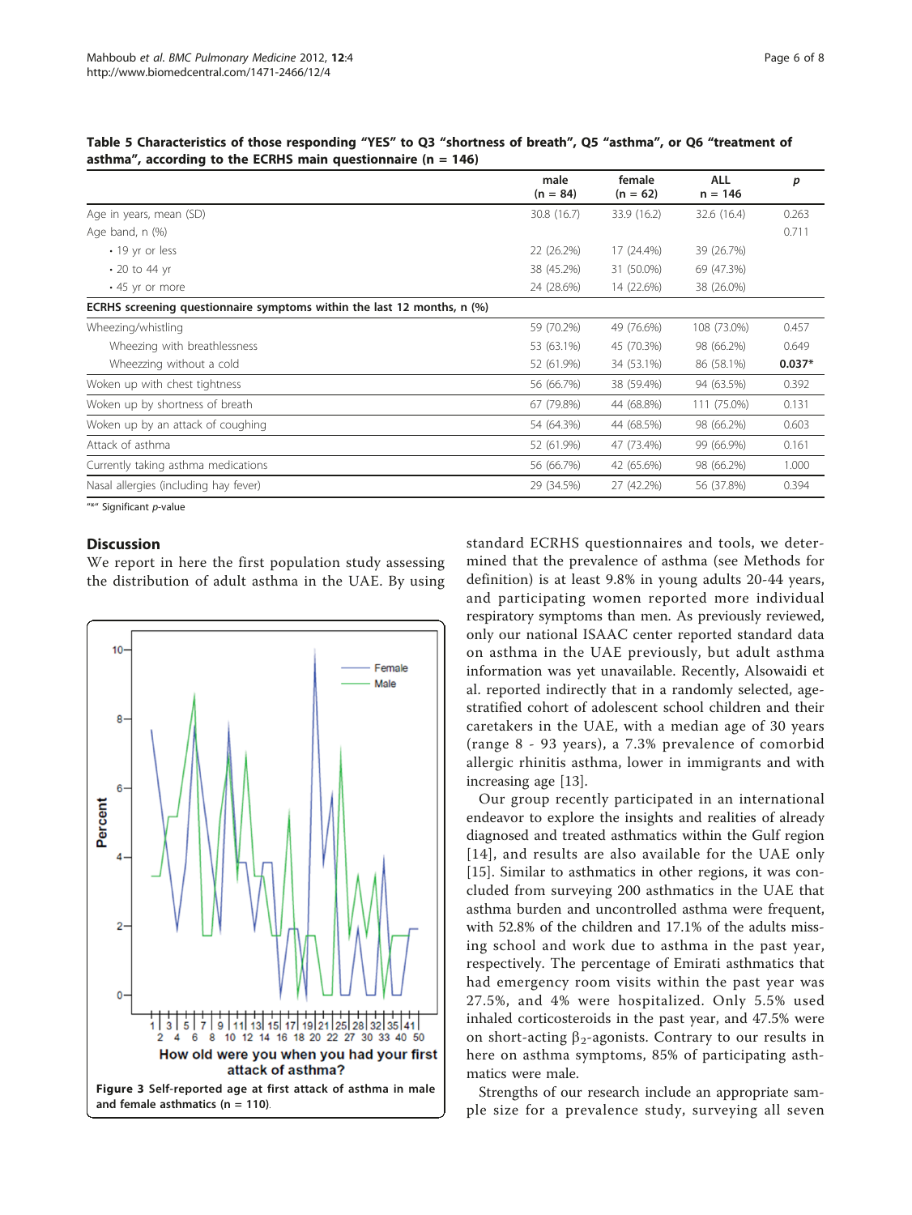**Table 5 Characteristics of those responding "YES" to Q3 "shortness of breath", Q5 "asthma", or Q6 "treatment of asthma", according to the ECRHS main questionnaire (n = 146)**

| | male (n = 84) | female (n = 62) | ALL n = 146 | p |
|---|---|---|---|---|
| Age in years, mean (SD) | 30.8 (16.7) | 33.9 (16.2) | 32.6 (16.4) | 0.263 |
| Age band, n (%) | | | | 0.711 |
| • 19 yr or less | 22 (26.2%) | 17 (24.4%) | 39 (26.7%) | |
| • 20 to 44 yr | 38 (45.2%) | 31 (50.0%) | 69 (47.3%) | |
| • 45 yr or more | 24 (28.6%) | 14 (22.6%) | 38 (26.0%) | |
| **ECRHS screening questionnaire symptoms within the last 12 months, n (%)** | | | | |
| Wheezing/whistling | 59 (70.2%) | 49 (76.6%) | 108 (73.0%) | 0.457 |
| Wheezing with breathlessness | 53 (63.1%) | 45 (70.3%) | 98 (66.2%) | 0.649 |
| Wheezzing without a cold | 52 (61.9%) | 34 (53.1%) | 86 (58.1%) | **0.037*** |
| Woken up with chest tightness | 56 (66.7%) | 38 (59.4%) | 94 (63.5%) | 0.392 |
| Woken up by shortness of breath | 67 (79.8%) | 44 (68.8%) | 111 (75.0%) | 0.131 |
| Woken up by an attack of coughing | 54 (64.3%) | 44 (68.5%) | 98 (66.2%) | 0.603 |
| Attack of asthma | 52 (61.9%) | 47 (73.4%) | 99 (66.9%) | 0.161 |
| Currently taking asthma medications | 56 (66.7%) | 42 (65.6%) | 98 (66.2%) | 1.000 |
| Nasal allergies (including hay fever) | 29 (34.5%) | 27 (42.2%) | 56 (37.8%) | 0.394 |

"*" Significant *p*-value

## Discussion

We report in here the first population study assessing the distribution of adult asthma in the UAE. By using standard ECRHS questionnaires and tools, we determined that the prevalence of asthma (see Methods for definition) is at least 9.8% in young adults 20-44 years, and participating women reported more individual respiratory symptoms than men. As previously reviewed, only our national ISAAC center reported standard data on asthma in the UAE previously, but adult asthma information was yet unavailable. Recently, Alsowaidi et al. reported indirectly that in a randomly selected, age-stratified cohort of adolescent school children and their caretakers in the UAE, with a median age of 30 years (range 8 - 93 years), a 7.3% prevalence of comorbid allergic rhinitis asthma, lower in immigrants and with increasing age [13].

Figure 3 Self-reported age at first attack of asthma in male and female asthmatics (n = 110).

Our group recently participated in an international endeavor to explore the insights and realities of already diagnosed and treated asthmatics within the Gulf region [14], and results are also available for the UAE only [15]. Similar to asthmatics in other regions, it was concluded from surveying 200 asthmatics in the UAE that asthma burden and uncontrolled asthma were frequent, with 52.8% of the children and 17.1% of the adults missing school and work due to asthma in the past year, respectively. The percentage of Emirati asthmatics that had emergency room visits within the past year was 27.5%, and 4% were hospitalized. Only 5.5% used inhaled corticosteroids in the past year, and 47.5% were on short-acting $\beta_2$-agonists. Contrary to our results in here on asthma symptoms, 85% of participating asthmatics were male.

Strengths of our research include an appropriate sample size for a prevalence study, surveying all seven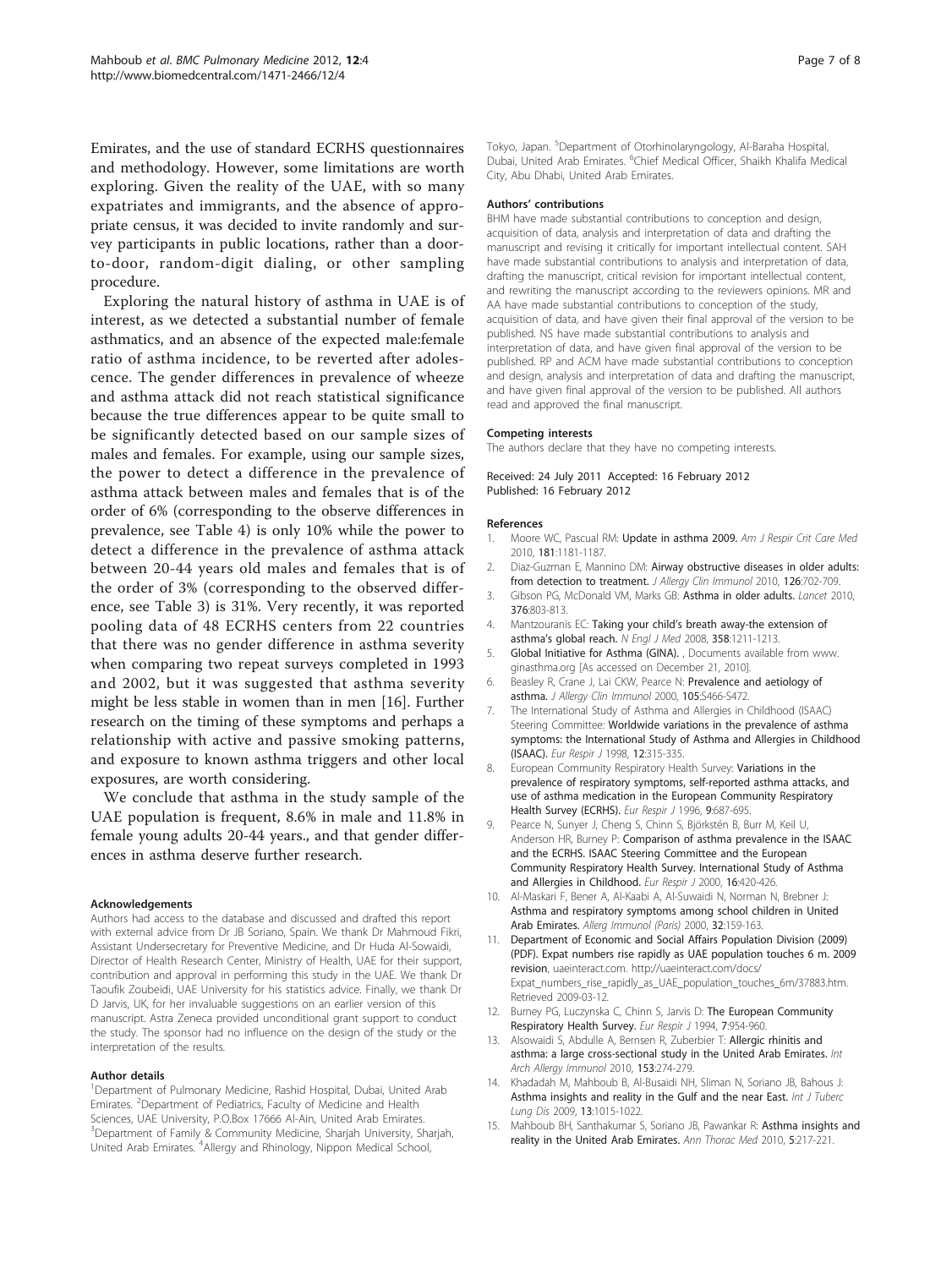Emirates, and the use of standard ECRHS questionnaires and methodology. However, some limitations are worth exploring. Given the reality of the UAE, with so many expatriates and immigrants, and the absence of appropriate census, it was decided to invite randomly and survey participants in public locations, rather than a door-to-door, random-digit dialing, or other sampling procedure.

Exploring the natural history of asthma in UAE is of interest, as we detected a substantial number of female asthmatics, and an absence of the expected male:female ratio of asthma incidence, to be reverted after adolescence. The gender differences in prevalence of wheeze and asthma attack did not reach statistical significance because the true differences appear to be quite small to be significantly detected based on our sample sizes of males and females. For example, using our sample sizes, the power to detect a difference in the prevalence of asthma attack between males and females that is of the order of 6% (corresponding to the observe differences in prevalence, see Table 4) is only 10% while the power to detect a difference in the prevalence of asthma attack between 20-44 years old males and females that is of the order of 3% (corresponding to the observed difference, see Table 3) is 31%. Very recently, it was reported pooling data of 48 ECRHS centers from 22 countries that there was no gender difference in asthma severity when comparing two repeat surveys completed in 1993 and 2002, but it was suggested that asthma severity might be less stable in women than in men [16]. Further research on the timing of these symptoms and perhaps a relationship with active and passive smoking patterns, and exposure to known asthma triggers and other local exposures, are worth considering.

We conclude that asthma in the study sample of the UAE population is frequent, 8.6% in male and 11.8% in female young adults 20-44 years., and that gender differences in asthma deserve further research.

#### Acknowledgements

Authors had access to the database and discussed and drafted this report with external advice from Dr JB Soriano, Spain. We thank Dr Mahmoud Fikri, Assistant Undersecretary for Preventive Medicine, and Dr Huda Al-Sowaidi, Director of Health Research Center, Ministry of Health, UAE for their support, contribution and approval in performing this study in the UAE. We thank Dr Taoufik Zoubeidi, UAE University for his statistics advice. Finally, we thank Dr D Jarvis, UK, for her invaluable suggestions on an earlier version of this manuscript. Astra Zeneca provided unconditional grant support to conduct the study. The sponsor had no influence on the design of the study or the interpretation of the results.

#### Author details

[1]Department of Pulmonary Medicine, Rashid Hospital, Dubai, United Arab Emirates. [2]Department of Pediatrics, Faculty of Medicine and Health Sciences, UAE University, P.O.Box 17666 Al-Ain, United Arab Emirates. [3]Department of Family & Community Medicine, Sharjah University, Sharjah, United Arab Emirates. [4]Allergy and Rhinology, Nippon Medical School, Tokyo, Japan. [5]Department of Otorhinolaryngology, Al-Baraha Hospital, Dubai, United Arab Emirates. [6]Chief Medical Officer, Shaikh Khalifa Medical City, Abu Dhabi, United Arab Emirates.

#### Authors' contributions

BHM have made substantial contributions to conception and design, acquisition of data, analysis and interpretation of data and drafting the manuscript and revising it critically for important intellectual content. SAH have made substantial contributions to analysis and interpretation of data, drafting the manuscript, critical revision for important intellectual content, and rewriting the manuscript according to the reviewers opinions. MR and AA have made substantial contributions to conception of the study, acquisition of data, and have given their final approval of the version to be published. NS have made substantial contributions to analysis and interpretation of data, and have given final approval of the version to be published. RP and ACM have made substantial contributions to conception and design, analysis and interpretation of data and drafting the manuscript, and have given final approval of the version to be published. All authors read and approved the final manuscript.

#### Competing interests

The authors declare that they have no competing interests.

Received: 24 July 2011 Accepted: 16 February 2012
Published: 16 February 2012

#### References

1. Moore WC, Pascual RM: **Update in asthma 2009.** *Am J Respir Crit Care Med* 2010, **181**:1181-1187.
2. Diaz-Guzman E, Mannino DM: **Airway obstructive diseases in older adults: from detection to treatment.** *J Allergy Clin Immunol* 2010, **126**:702-709.
3. Gibson PG, McDonald VM, Marks GB: **Asthma in older adults.** *Lancet* 2010, **376**:803-813.
4. Mantzouranis EC: **Taking your child's breath away-the extension of asthma's global reach.** *N Engl J Med* 2008, **358**:1211-1213.
5. **Global Initiative for Asthma (GINA).** , Documents available from www.ginasthma.org [As accessed on December 21, 2010].
6. Beasley R, Crane J, Lai CKW, Pearce N: **Prevalence and aetiology of asthma.** *J Allergy Clin Immunol* 2000, **105**:S466-S472.
7. The International Study of Asthma and Allergies in Childhood (ISAAC) Steering Committee: **Worldwide variations in the prevalence of asthma symptoms: the International Study of Asthma and Allergies in Childhood (ISAAC).** *Eur Respir J* 1998, **12**:315-335.
8. European Community Respiratory Health Survey: **Variations in the prevalence of respiratory symptoms, self-reported asthma attacks, and use of asthma medication in the European Community Respiratory Health Survey (ECRHS).** *Eur Respir J* 1996, **9**:687-695.
9. Pearce N, Sunyer J, Cheng S, Chinn S, Björkstén B, Burr M, Keil U, Anderson HR, Burney P: **Comparison of asthma prevalence in the ISAAC and the ECRHS. ISAAC Steering Committee and the European Community Respiratory Health Survey. International Study of Asthma and Allergies in Childhood.** *Eur Respir J* 2000, **16**:420-426.
10. Al-Maskari F, Bener A, Al-Kaabi A, Al-Suwaidi N, Norman N, Brebner J: **Asthma and respiratory symptoms among school children in United Arab Emirates.** *Allerg Immunol (Paris)* 2000, **32**:159-163.
11. **Department of Economic and Social Affairs Population Division (2009) (PDF). Expat numbers rise rapidly as UAE population touches 6 m. 2009 revision**, uaeinteract.com. http://uaeinteract.com/docs/Expat_numbers_rise_rapidly_as_UAE_population_touches_6m/37883.htm. Retrieved 2009-03-12.
12. Burney PG, Luczynska C, Chinn S, Jarvis D: **The European Community Respiratory Health Survey.** *Eur Respir J* 1994, **7**:954-960.
13. Alsowaidi S, Abdulle A, Bernsen R, Zuberbier T: **Allergic rhinitis and asthma: a large cross-sectional study in the United Arab Emirates.** *Int Arch Allergy Immunol* 2010, **153**:274-279.
14. Khadadah M, Mahboub B, Al-Busaidi NH, Sliman N, Soriano JB, Bahous J: **Asthma insights and reality in the Gulf and the near East.** *Int J Tuberc Lung Dis* 2009, **13**:1015-1022.
15. Mahboub BH, Santhakumar S, Soriano JB, Pawankar R: **Asthma insights and reality in the United Arab Emirates.** *Ann Thorac Med* 2010, **5**:217-221.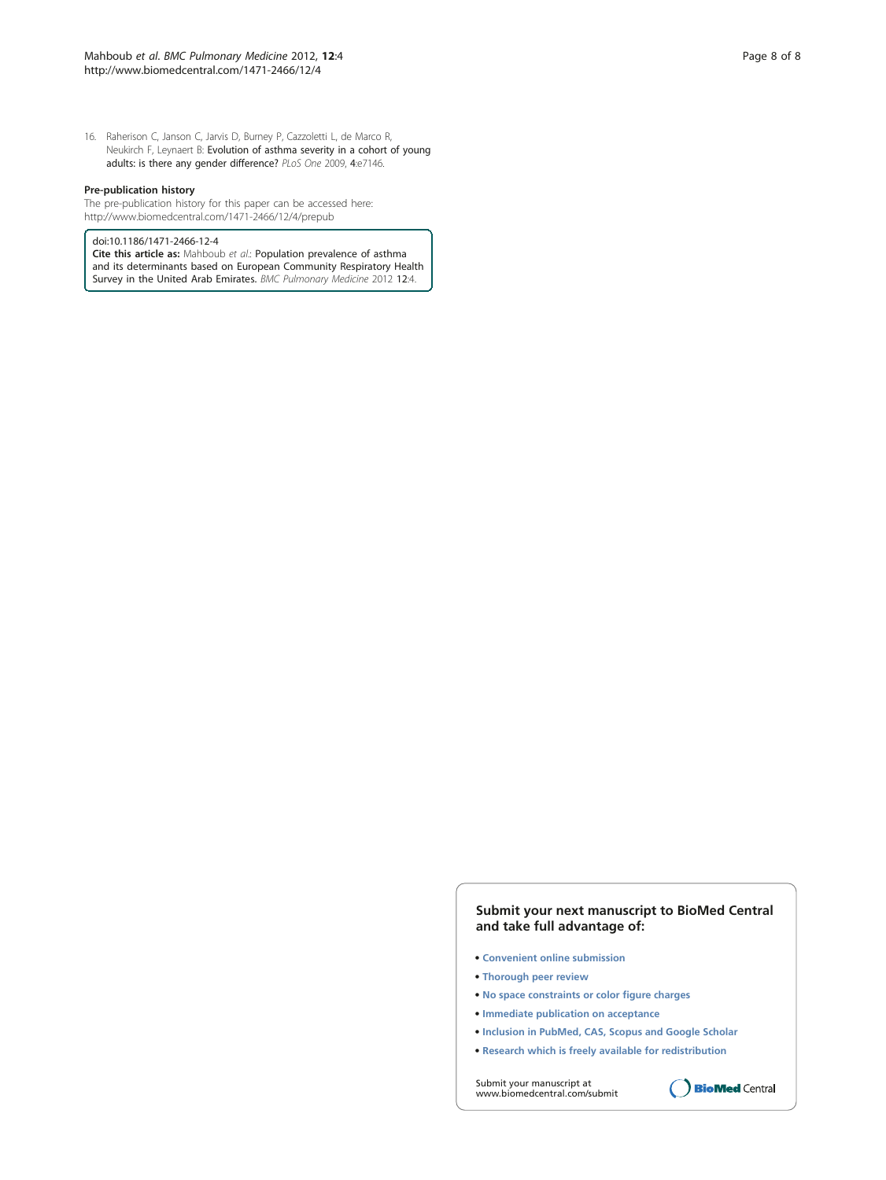16. Raherison C, Janson C, Jarvis D, Burney P, Cazzoletti L, de Marco R, Neukirch F, Leynaert B: **Evolution of asthma severity in a cohort of young adults: is there any gender difference?** *PLoS One* 2009, **4**:e7146.

### Pre-publication history

The pre-publication history for this paper can be accessed here:
http://www.biomedcentral.com/1471-2466/12/4/prepub

doi:10.1186/1471-2466-12-4
**Cite this article as:** Mahboub *et al.*: Population prevalence of asthma and its determinants based on European Community Respiratory Health Survey in the United Arab Emirates. *BMC Pulmonary Medicine* 2012 **12**:4.

**Submit your next manuscript to BioMed Central and take full advantage of:**

- **Convenient online submission**
- **Thorough peer review**
- **No space constraints or color figure charges**
- **Immediate publication on acceptance**
- **Inclusion in PubMed, CAS, Scopus and Google Scholar**
- **Research which is freely available for redistribution**

Submit your manuscript at
www.biomedcentral.com/submit

BioMed Central